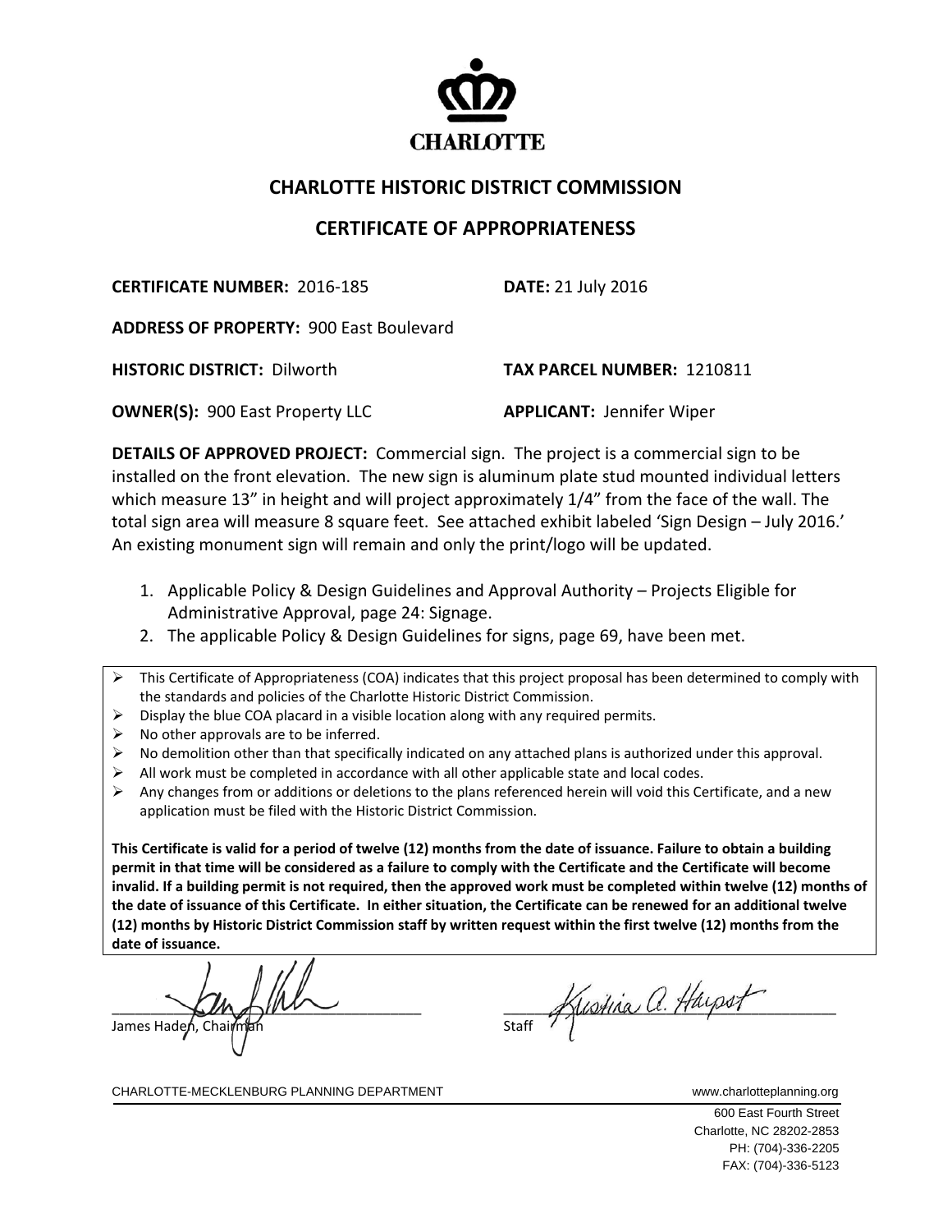CHARLOTTE

# CHARLOTTE HISTORIC DISTRICT COMMISSION

## CERTIFICATE OF APPROPRIATENESS

**CERTIFICATE NUMBER:** 2016-185 **DATE:** 21 July 2016

**ADDRESS OF PROPERTY:** 900 East Boulevard

**HISTORIC DISTRICT:** Dilworth **TAX PARCEL NUMBER:** 1210811

**OWNER(S):** 900 East Property LLC **APPLICANT:** Jennifer Wiper

**DETAILS OF APPROVED PROJECT:** Commercial sign. The project is a commercial sign to be installed on the front elevation. The new sign is aluminum plate stud mounted individual letters which measure 13" in height and will project approximately 1/4" from the face of the wall. The total sign area will measure 8 square feet. See attached exhibit labeled 'Sign Design – July 2016.' An existing monument sign will remain and only the print/logo will be updated.

1. Applicable Policy & Design Guidelines and Approval Authority – Projects Eligible for Administrative Approval, page 24: Signage.
2. The applicable Policy & Design Guidelines for signs, page 69, have been met.

- This Certificate of Appropriateness (COA) indicates that this project proposal has been determined to comply with the standards and policies of the Charlotte Historic District Commission.
- Display the blue COA placard in a visible location along with any required permits.
- No other approvals are to be inferred.
- No demolition other than that specifically indicated on any attached plans is authorized under this approval.
- All work must be completed in accordance with all other applicable state and local codes.
- Any changes from or additions or deletions to the plans referenced herein will void this Certificate, and a new application must be filed with the Historic District Commission.

**This Certificate is valid for a period of twelve (12) months from the date of issuance. Failure to obtain a building permit in that time will be considered as a failure to comply with the Certificate and the Certificate will become invalid. If a building permit is not required, then the approved work must be completed within twelve (12) months of the date of issuance of this Certificate. In either situation, the Certificate can be renewed for an additional twelve (12) months by Historic District Commission staff by written request within the first twelve (12) months from the date of issuance.**

James Haden, Chairman

Kristina A. Harpst
Staff

CHARLOTTE-MECKLENBURG PLANNING DEPARTMENT www.charlotteplanning.org

600 East Fourth Street
Charlotte, NC 28202-2853
PH: (704)-336-2205
FAX: (704)-336-5123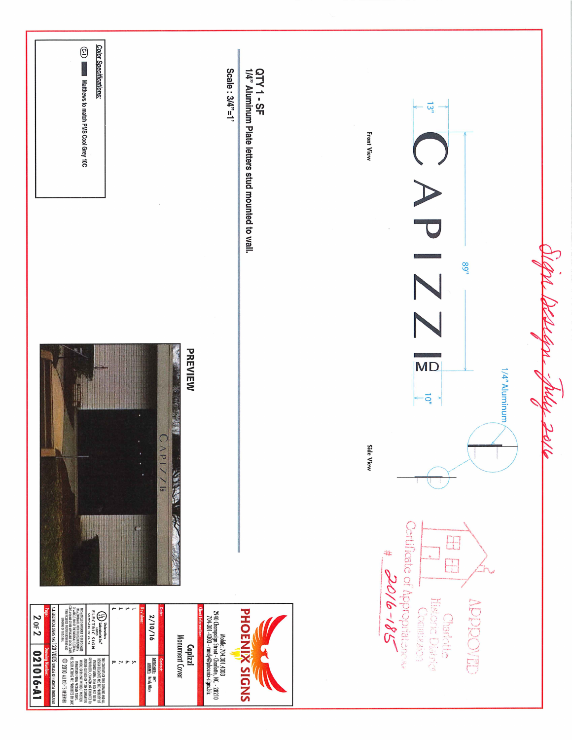Sign Design - July 2016

APPROVED
Charlotte Historic District Commission
Certificate of Appropriateness
# 2016-185

Front View

CAPIZZI MD

13"

89"

10"

1/4" Aluminum

Side View

**QTY 1 - SF**
**1/4" Aluminum Plate letters stud mounted to wall.**

**Scale : 3/4"=1'**

**PREVIEW**

***Color Specifications:***

(C-1) Matthews to match PMS Cool Grey 10C

**PHOENIX SIGNS**

Mobile: 704.301.4303
2940 Champaign Street - Charlotte, NC - 28210
704-301-4303 - randy@phoenix-signs.biz

**Client Information:**

Capizzi
Monument Cover

**Date:** 2/10/16

**Contact:**
DESIGNER: BMT
AGENT: Randy Ulery

**Revisions:**

1. 5.
2. 6.
3. 7.
4. 8.

Underwriters Laboratories Inc. Listed ELECTRIC SIGN

ALL ELECTRICAL SIGNS ARE 120 VOLTS UNLESS OTHERWISE INDICATED

© 2010 ALL RIGHTS RESERVED

**Page:** 2 OF 2

**Drawing Number:** 021016-A1